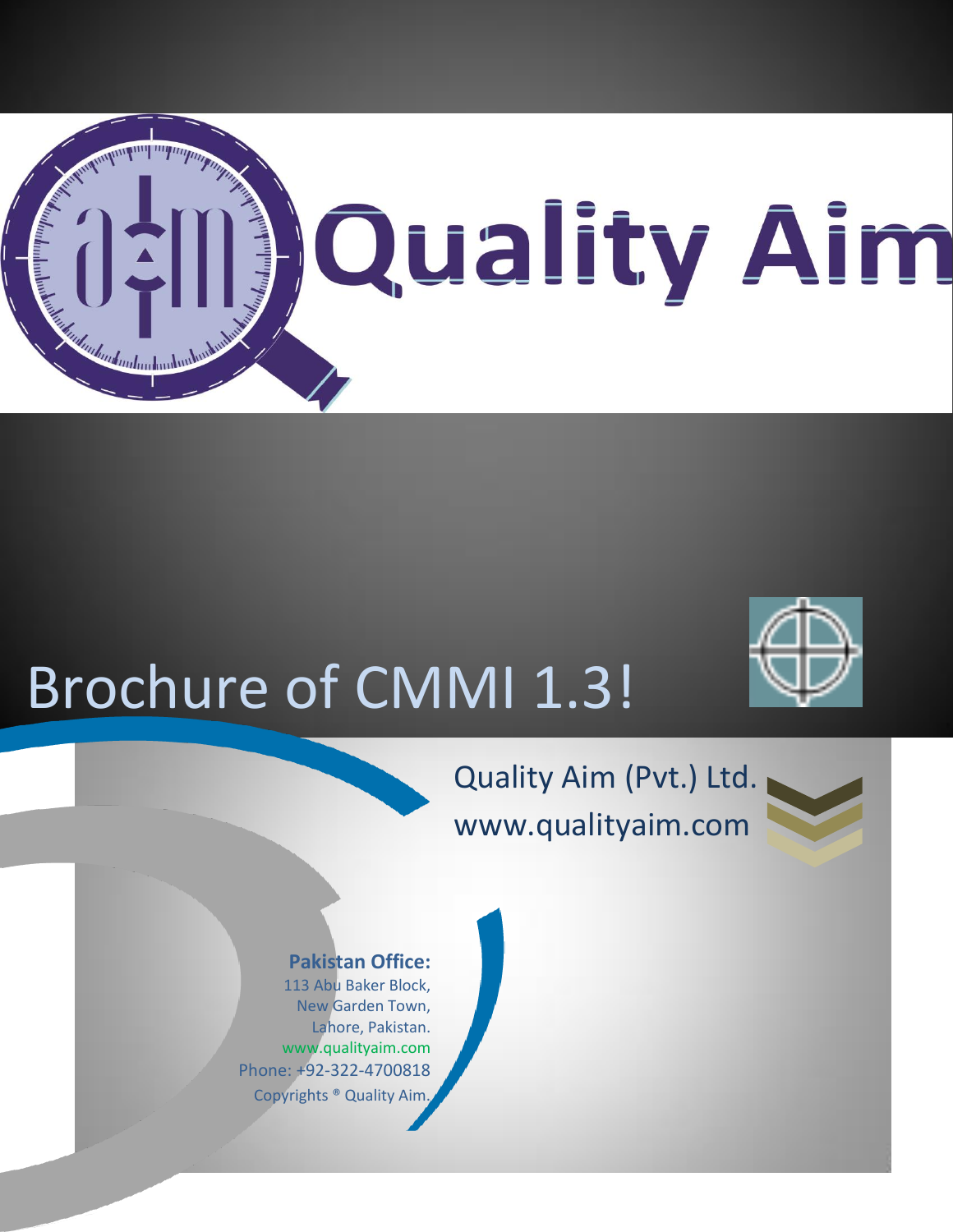# Quality Aim

# Brochure of CMMI 1.3!

Quality Aim (Pvt.) Ltd.
www.qualityaim.com

**Pakistan Office:**
113 Abu Baker Block,
New Garden Town,
Lahore, Pakistan.
www.qualityaim.com
Phone: +92-322-4700818
Copyrights ® Quality Aim.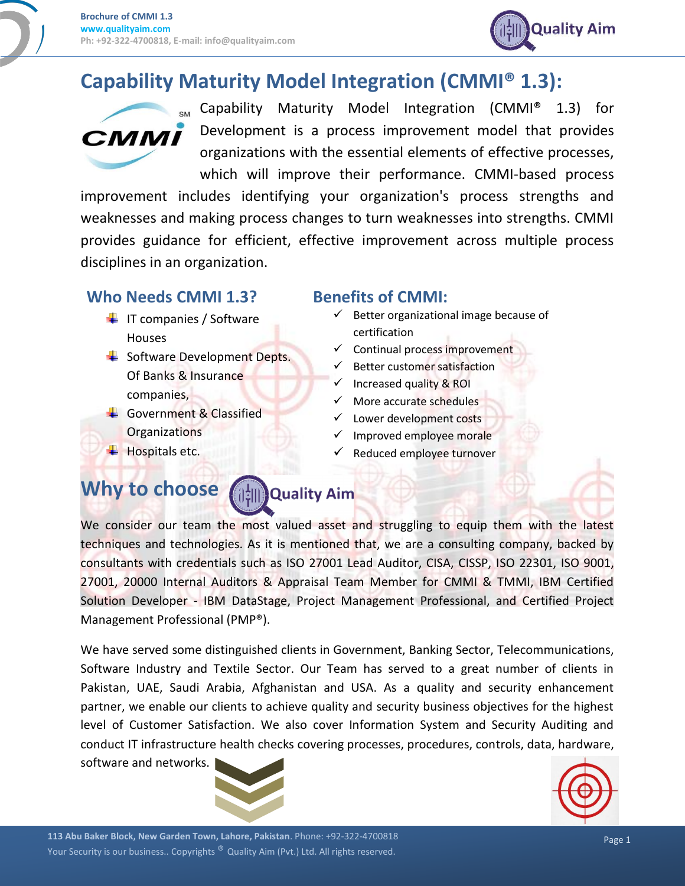# Capability Maturity Model Integration (CMMI® 1.3):

Capability Maturity Model Integration (CMMI® 1.3) for Development is a process improvement model that provides organizations with the essential elements of effective processes, which will improve their performance. CMMI-based process improvement includes identifying your organization's process strengths and weaknesses and making process changes to turn weaknesses into strengths. CMMI provides guidance for efficient, effective improvement across multiple process disciplines in an organization.

## Who Needs CMMI 1.3?

- IT companies / Software Houses
- Software Development Depts. Of Banks & Insurance companies,
- Government & Classified Organizations
- Hospitals etc.

## Benefits of CMMI:

- ✓ Better organizational image because of certification
- ✓ Continual process improvement
- ✓ Better customer satisfaction
- ✓ Increased quality & ROI
- ✓ More accurate schedules
- ✓ Lower development costs
- ✓ Improved employee morale
- ✓ Reduced employee turnover

## Why to choose Quality Aim

We consider our team the most valued asset and struggling to equip them with the latest techniques and technologies. As it is mentioned that, we are a consulting company, backed by consultants with credentials such as ISO 27001 Lead Auditor, CISA, CISSP, ISO 22301, ISO 9001, 27001, 20000 Internal Auditors & Appraisal Team Member for CMMI & TMMI, IBM Certified Solution Developer - IBM DataStage, Project Management Professional, and Certified Project Management Professional (PMP®).

We have served some distinguished clients in Government, Banking Sector, Telecommunications, Software Industry and Textile Sector. Our Team has served to a great number of clients in Pakistan, UAE, Saudi Arabia, Afghanistan and USA. As a quality and security enhancement partner, we enable our clients to achieve quality and security business objectives for the highest level of Customer Satisfaction. We also cover Information System and Security Auditing and conduct IT infrastructure health checks covering processes, procedures, controls, data, hardware, software and networks.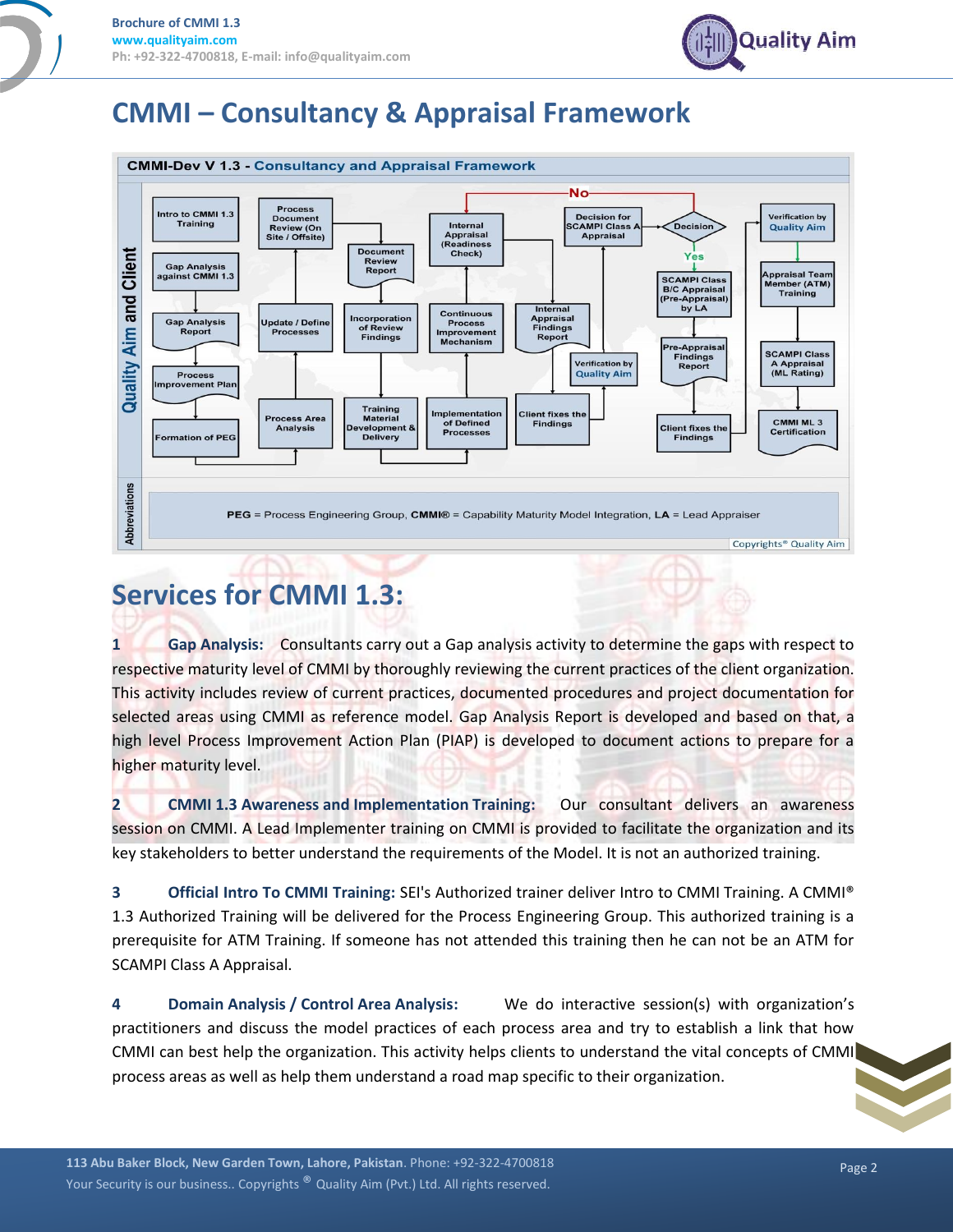# CMMI – Consultancy & Appraisal Framework

**CMMI-Dev V 1.3 - Consulancy and Appraisal Framework**

Quality Aim and Client

- Intro to CMMI 1.3 Training
- Gap Analysis against CMMI 1.3
- Gap Analysis Report
- Process Improvement Plan
- Formation of PEG
- Process Area Analysis
- Update / Define Processes
- Process Document Review (On Site / Offsite)
- Document Review Report
- Incorporation of Review Findings
- Training Material Development & Delivery
- Implementation of Defined Processes
- Continuous Process Improvement Mechanism
- Internal Appraisal (Readiness Check)
- Internal Appraisal Findings Report
- Verification by Quality Aim
- Client fixes the Findings
- Decision for SCAMPI Class A Appraisal
- Decision (Yes / No)
- SCAMPI Class B/C Appraisal (Pre-Appraisal) by LA
- Pre-Appraisal Findings Report
- Client fixes the Findings
- Verification by Quality Aim
- Appraisal Team Member (ATM) Training
- SCAMPI Class A Appraisal (ML Rating)
- CMMI ML 3 Certification

Abbreviations: **PEG** = Process Engineering Group, **CMMI®** = Capability Maturity Model Integration, **LA** = Lead Appraiser

Copyrights® Quality Aim

# Services for CMMI 1.3:

**1 Gap Analysis:** Consultants carry out a Gap analysis activity to determine the gaps with respect to respective maturity level of CMMI by thoroughly reviewing the current practices of the client organization. This activity includes review of current practices, documented procedures and project documentation for selected areas using CMMI as reference model. Gap Analysis Report is developed and based on that, a high level Process Improvement Action Plan (PIAP) is developed to document actions to prepare for a higher maturity level.

**2 CMMI 1.3 Awareness and Implementation Training:** Our consultant delivers an awareness session on CMMI. A Lead Implementer training on CMMI is provided to facilitate the organization and its key stakeholders to better understand the requirements of the Model. It is not an authorized training.

**3 Official Intro To CMMI Training:** SEI's Authorized trainer deliver Intro to CMMI Training. A CMMI® 1.3 Authorized Training will be delivered for the Process Engineering Group. This authorized training is a prerequisite for ATM Training. If someone has not attended this training then he can not be an ATM for SCAMPI Class A Appraisal.

**4 Domain Analysis / Control Area Analysis:** We do interactive session(s) with organization's practitioners and discuss the model practices of each process area and try to establish a link that how CMMI can best help the organization. This activity helps clients to understand the vital concepts of CMMI process areas as well as help them understand a road map specific to their organization.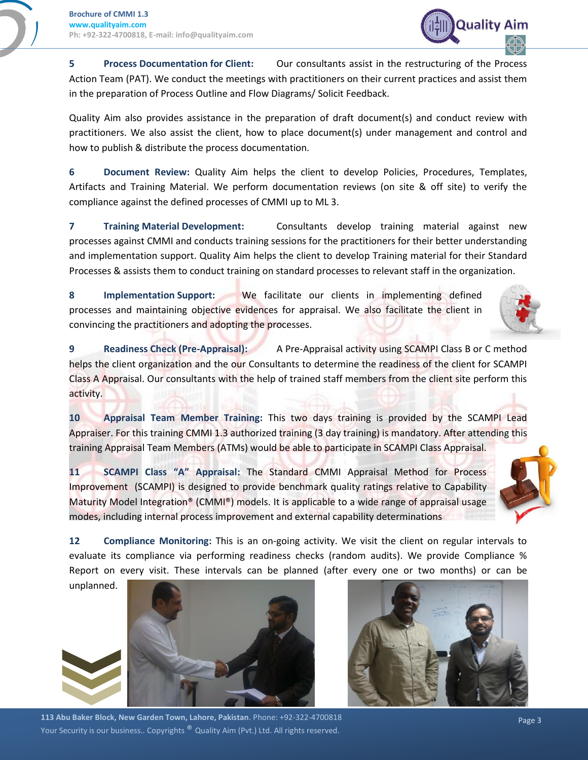**5 Process Documentation for Client:** Our consultants assist in the restructuring of the Process Action Team (PAT). We conduct the meetings with practitioners on their current practices and assist them in the preparation of Process Outline and Flow Diagrams/ Solicit Feedback.

Quality Aim also provides assistance in the preparation of draft document(s) and conduct review with practitioners. We also assist the client, how to place document(s) under management and control and how to publish & distribute the process documentation.

**6 Document Review:** Quality Aim helps the client to develop Policies, Procedures, Templates, Artifacts and Training Material. We perform documentation reviews (on site & off site) to verify the compliance against the defined processes of CMMI up to ML 3.

**7 Training Material Development:** Consultants develop training material against new processes against CMMI and conducts training sessions for the practitioners for their better understanding and implementation support. Quality Aim helps the client to develop Training material for their Standard Processes & assists them to conduct training on standard processes to relevant staff in the organization.

**8 Implementation Support:** We facilitate our clients in implementing defined processes and maintaining objective evidences for appraisal. We also facilitate the client in convincing the practitioners and adopting the processes.

**9 Readiness Check (Pre-Appraisal):** A Pre-Appraisal activity using SCAMPI Class B or C method helps the client organization and the our Consultants to determine the readiness of the client for SCAMPI Class A Appraisal. Our consultants with the help of trained staff members from the client site perform this activity.

**10 Appraisal Team Member Training:** This two days training is provided by the SCAMPI Lead Appraiser. For this training CMMI 1.3 authorized training (3 day training) is mandatory. After attending this training Appraisal Team Members (ATMs) would be able to participate in SCAMPI Class Appraisal.

**11 SCAMPI Class "A" Appraisal:** The Standard CMMI Appraisal Method for Process Improvement (SCAMPI) is designed to provide benchmark quality ratings relative to Capability Maturity Model Integration® (CMMI®) models. It is applicable to a wide range of appraisal usage modes, including internal process improvement and external capability determinations

**12 Compliance Monitoring:** This is an on-going activity. We visit the client on regular intervals to evaluate its compliance via performing readiness checks (random audits). We provide Compliance % Report on every visit. These intervals can be planned (after every one or two months) or can be unplanned.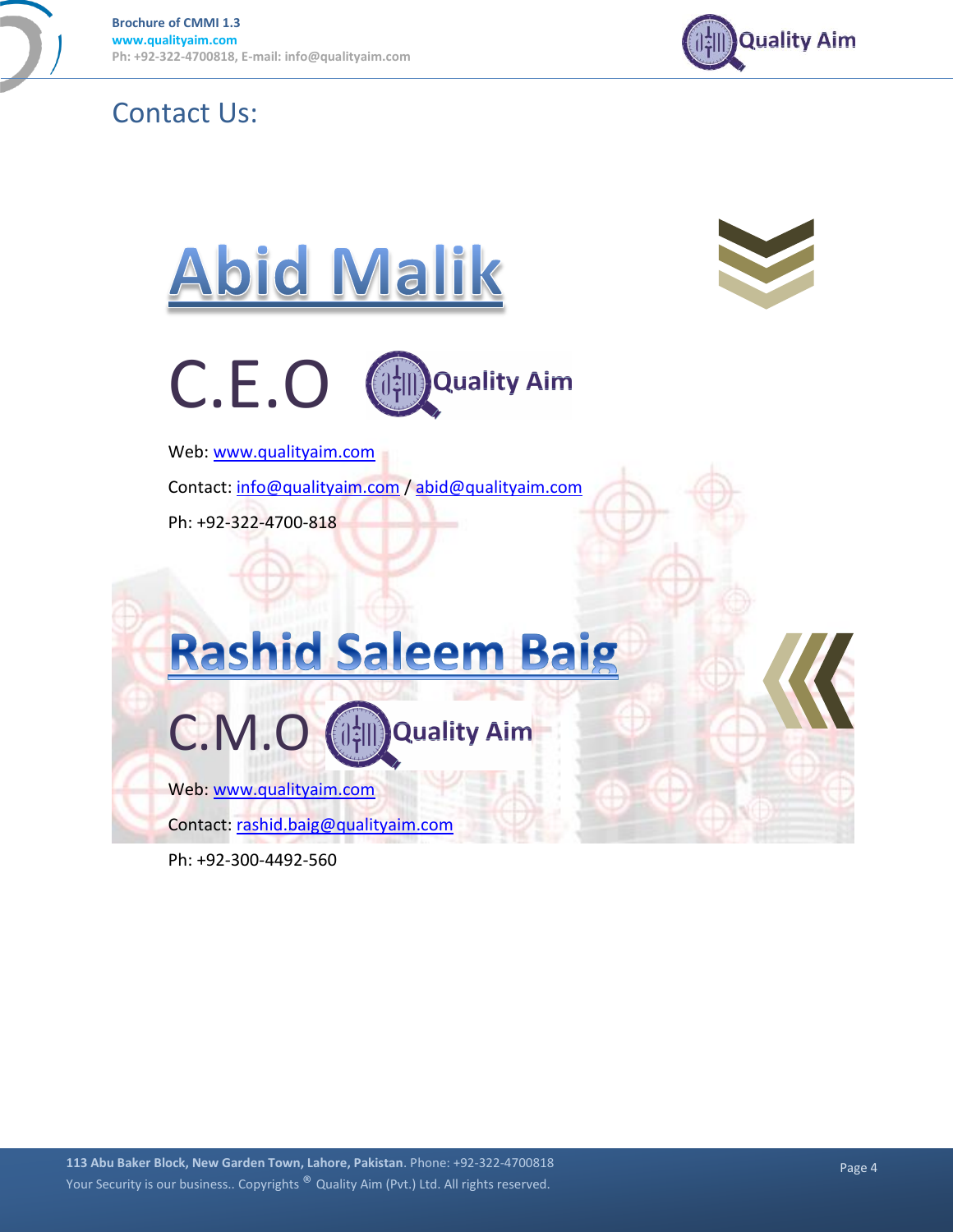## Contact Us:

# Abid Malik

## C.E.O Quality Aim

Web: www.qualityaim.com

Contact: info@qualityaim.com / abid@qualityaim.com

Ph: +92-322-4700-818

# Rashid Saleem Baig

## C.M.O Quality Aim

Web: www.qualityaim.com

Contact: rashid.baig@qualityaim.com

Ph: +92-300-4492-560